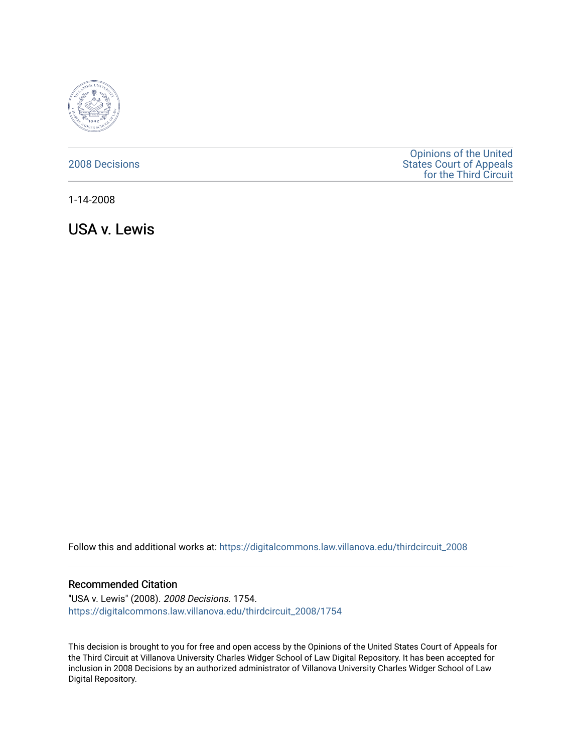2008 Decisions

Opinions of the United States Court of Appeals for the Third Circuit

1-14-2008

# USA v. Lewis

Follow this and additional works at: https://digitalcommons.law.villanova.edu/thirdcircuit_2008

## Recommended Citation

"USA v. Lewis" (2008). *2008 Decisions*. 1754.
https://digitalcommons.law.villanova.edu/thirdcircuit_2008/1754

This decision is brought to you for free and open access by the Opinions of the United States Court of Appeals for the Third Circuit at Villanova University Charles Widger School of Law Digital Repository. It has been accepted for inclusion in 2008 Decisions by an authorized administrator of Villanova University Charles Widger School of Law Digital Repository.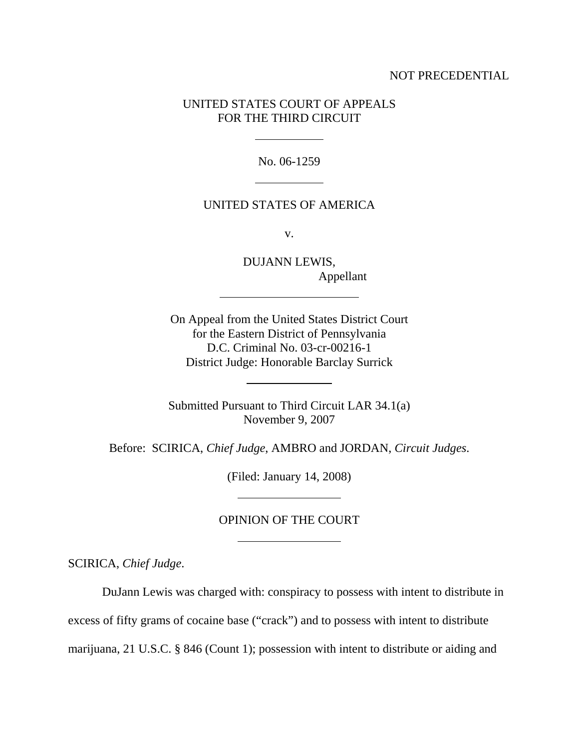NOT PRECEDENTIAL

UNITED STATES COURT OF APPEALS
FOR THE THIRD CIRCUIT

---

No. 06-1259

---

UNITED STATES OF AMERICA

v.

DUJANN LEWIS,
Appellant

---

On Appeal from the United States District Court
for the Eastern District of Pennsylvania
D.C. Criminal No. 03-cr-00216-1
District Judge: Honorable Barclay Surrick

---

Submitted Pursuant to Third Circuit LAR 34.1(a)
November 9, 2007

Before: SCIRICA, *Chief Judge*, AMBRO and JORDAN, *Circuit Judges*.

(Filed: January 14, 2008)

---

OPINION OF THE COURT

---

SCIRICA, *Chief Judge*.

DuJann Lewis was charged with: conspiracy to possess with intent to distribute in excess of fifty grams of cocaine base ("crack") and to possess with intent to distribute marijuana, 21 U.S.C. § 846 (Count 1); possession with intent to distribute or aiding and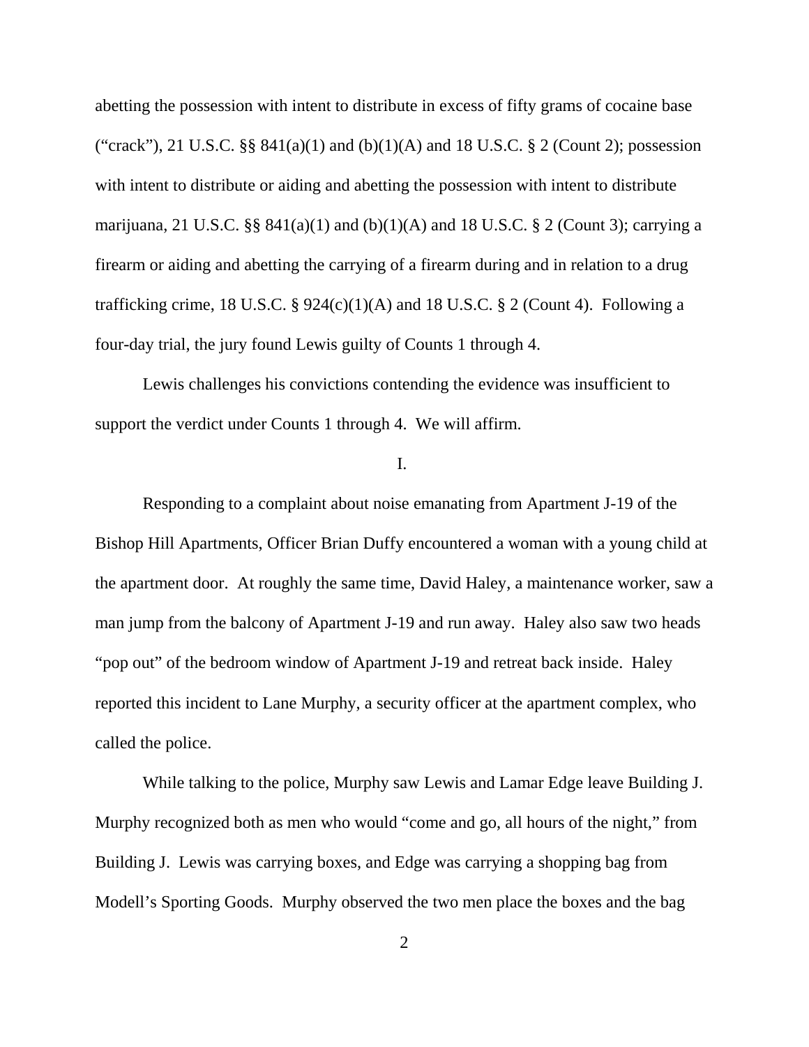abetting the possession with intent to distribute in excess of fifty grams of cocaine base ("crack"), 21 U.S.C. §§ 841(a)(1) and (b)(1)(A) and 18 U.S.C. § 2 (Count 2); possession with intent to distribute or aiding and abetting the possession with intent to distribute marijuana, 21 U.S.C. §§ 841(a)(1) and (b)(1)(A) and 18 U.S.C. § 2 (Count 3); carrying a firearm or aiding and abetting the carrying of a firearm during and in relation to a drug trafficking crime, 18 U.S.C. § 924(c)(1)(A) and 18 U.S.C. § 2 (Count 4). Following a four-day trial, the jury found Lewis guilty of Counts 1 through 4.

Lewis challenges his convictions contending the evidence was insufficient to support the verdict under Counts 1 through 4. We will affirm.

I.

Responding to a complaint about noise emanating from Apartment J-19 of the Bishop Hill Apartments, Officer Brian Duffy encountered a woman with a young child at the apartment door. At roughly the same time, David Haley, a maintenance worker, saw a man jump from the balcony of Apartment J-19 and run away. Haley also saw two heads "pop out" of the bedroom window of Apartment J-19 and retreat back inside. Haley reported this incident to Lane Murphy, a security officer at the apartment complex, who called the police.

While talking to the police, Murphy saw Lewis and Lamar Edge leave Building J. Murphy recognized both as men who would "come and go, all hours of the night," from Building J. Lewis was carrying boxes, and Edge was carrying a shopping bag from Modell's Sporting Goods. Murphy observed the two men place the boxes and the bag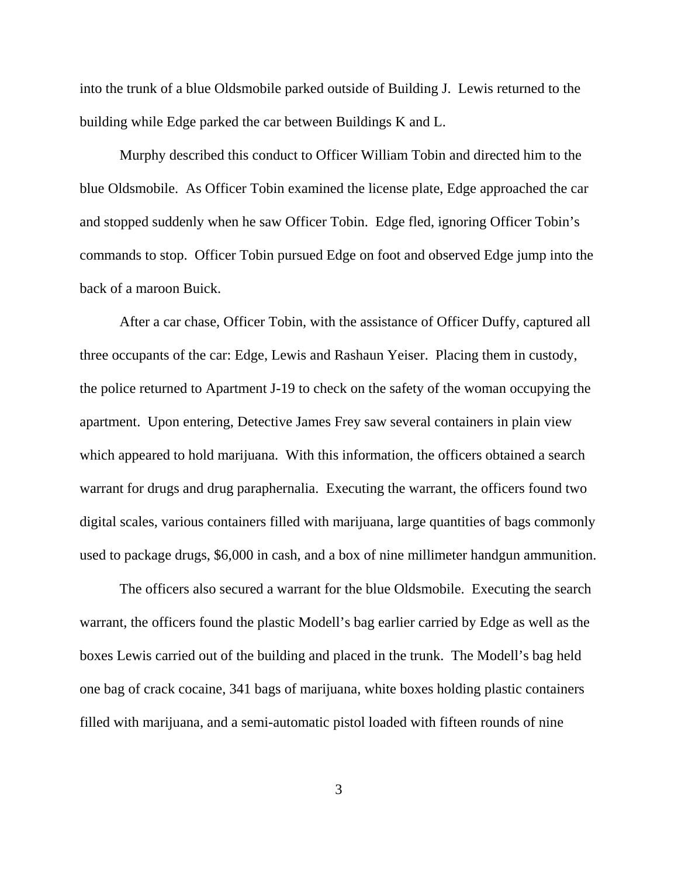into the trunk of a blue Oldsmobile parked outside of Building J. Lewis returned to the building while Edge parked the car between Buildings K and L.

Murphy described this conduct to Officer William Tobin and directed him to the blue Oldsmobile. As Officer Tobin examined the license plate, Edge approached the car and stopped suddenly when he saw Officer Tobin. Edge fled, ignoring Officer Tobin's commands to stop. Officer Tobin pursued Edge on foot and observed Edge jump into the back of a maroon Buick.

After a car chase, Officer Tobin, with the assistance of Officer Duffy, captured all three occupants of the car: Edge, Lewis and Rashaun Yeiser. Placing them in custody, the police returned to Apartment J-19 to check on the safety of the woman occupying the apartment. Upon entering, Detective James Frey saw several containers in plain view which appeared to hold marijuana. With this information, the officers obtained a search warrant for drugs and drug paraphernalia. Executing the warrant, the officers found two digital scales, various containers filled with marijuana, large quantities of bags commonly used to package drugs, $6,000 in cash, and a box of nine millimeter handgun ammunition.

The officers also secured a warrant for the blue Oldsmobile. Executing the search warrant, the officers found the plastic Modell's bag earlier carried by Edge as well as the boxes Lewis carried out of the building and placed in the trunk. The Modell's bag held one bag of crack cocaine, 341 bags of marijuana, white boxes holding plastic containers filled with marijuana, and a semi-automatic pistol loaded with fifteen rounds of nine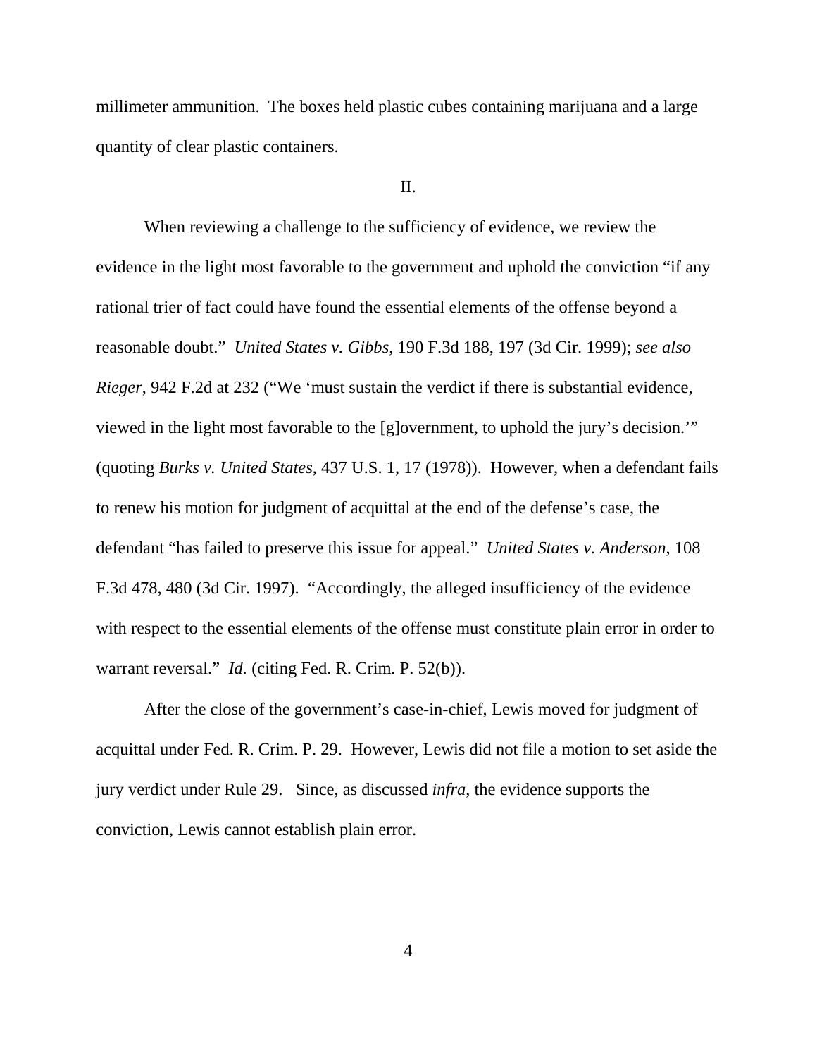millimeter ammunition. The boxes held plastic cubes containing marijuana and a large quantity of clear plastic containers.

II.

When reviewing a challenge to the sufficiency of evidence, we review the evidence in the light most favorable to the government and uphold the conviction "if any rational trier of fact could have found the essential elements of the offense beyond a reasonable doubt." *United States v. Gibbs*, 190 F.3d 188, 197 (3d Cir. 1999); *see also Rieger*, 942 F.2d at 232 ("We 'must sustain the verdict if there is substantial evidence, viewed in the light most favorable to the [g]overnment, to uphold the jury's decision.'" (quoting *Burks v. United States*, 437 U.S. 1, 17 (1978)). However, when a defendant fails to renew his motion for judgment of acquittal at the end of the defense's case, the defendant "has failed to preserve this issue for appeal." *United States v. Anderson*, 108 F.3d 478, 480 (3d Cir. 1997). "Accordingly, the alleged insufficiency of the evidence with respect to the essential elements of the offense must constitute plain error in order to warrant reversal." *Id.* (citing Fed. R. Crim. P. 52(b)).

After the close of the government's case-in-chief, Lewis moved for judgment of acquittal under Fed. R. Crim. P. 29. However, Lewis did not file a motion to set aside the jury verdict under Rule 29. Since, as discussed *infra*, the evidence supports the conviction, Lewis cannot establish plain error.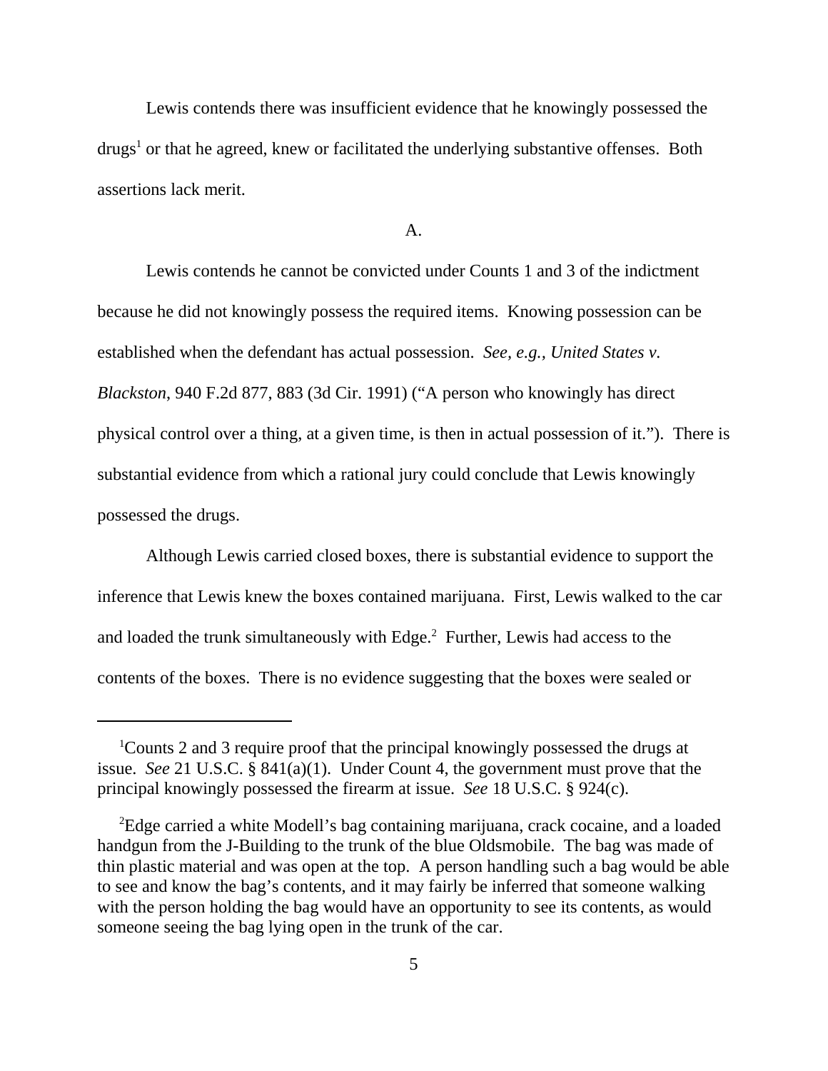Lewis contends there was insufficient evidence that he knowingly possessed the drugs[1] or that he agreed, knew or facilitated the underlying substantive offenses. Both assertions lack merit.

A.

Lewis contends he cannot be convicted under Counts 1 and 3 of the indictment because he did not knowingly possess the required items. Knowing possession can be established when the defendant has actual possession. *See, e.g., United States v. Blackston*, 940 F.2d 877, 883 (3d Cir. 1991) ("A person who knowingly has direct physical control over a thing, at a given time, is then in actual possession of it."). There is substantial evidence from which a rational jury could conclude that Lewis knowingly possessed the drugs.

Although Lewis carried closed boxes, there is substantial evidence to support the inference that Lewis knew the boxes contained marijuana. First, Lewis walked to the car and loaded the trunk simultaneously with Edge.[2] Further, Lewis had access to the contents of the boxes. There is no evidence suggesting that the boxes were sealed or

---

[1]Counts 2 and 3 require proof that the principal knowingly possessed the drugs at issue. *See* 21 U.S.C. § 841(a)(1). Under Count 4, the government must prove that the principal knowingly possessed the firearm at issue. *See* 18 U.S.C. § 924(c).

[2]Edge carried a white Modell's bag containing marijuana, crack cocaine, and a loaded handgun from the J-Building to the trunk of the blue Oldsmobile. The bag was made of thin plastic material and was open at the top. A person handling such a bag would be able to see and know the bag's contents, and it may fairly be inferred that someone walking with the person holding the bag would have an opportunity to see its contents, as would someone seeing the bag lying open in the trunk of the car.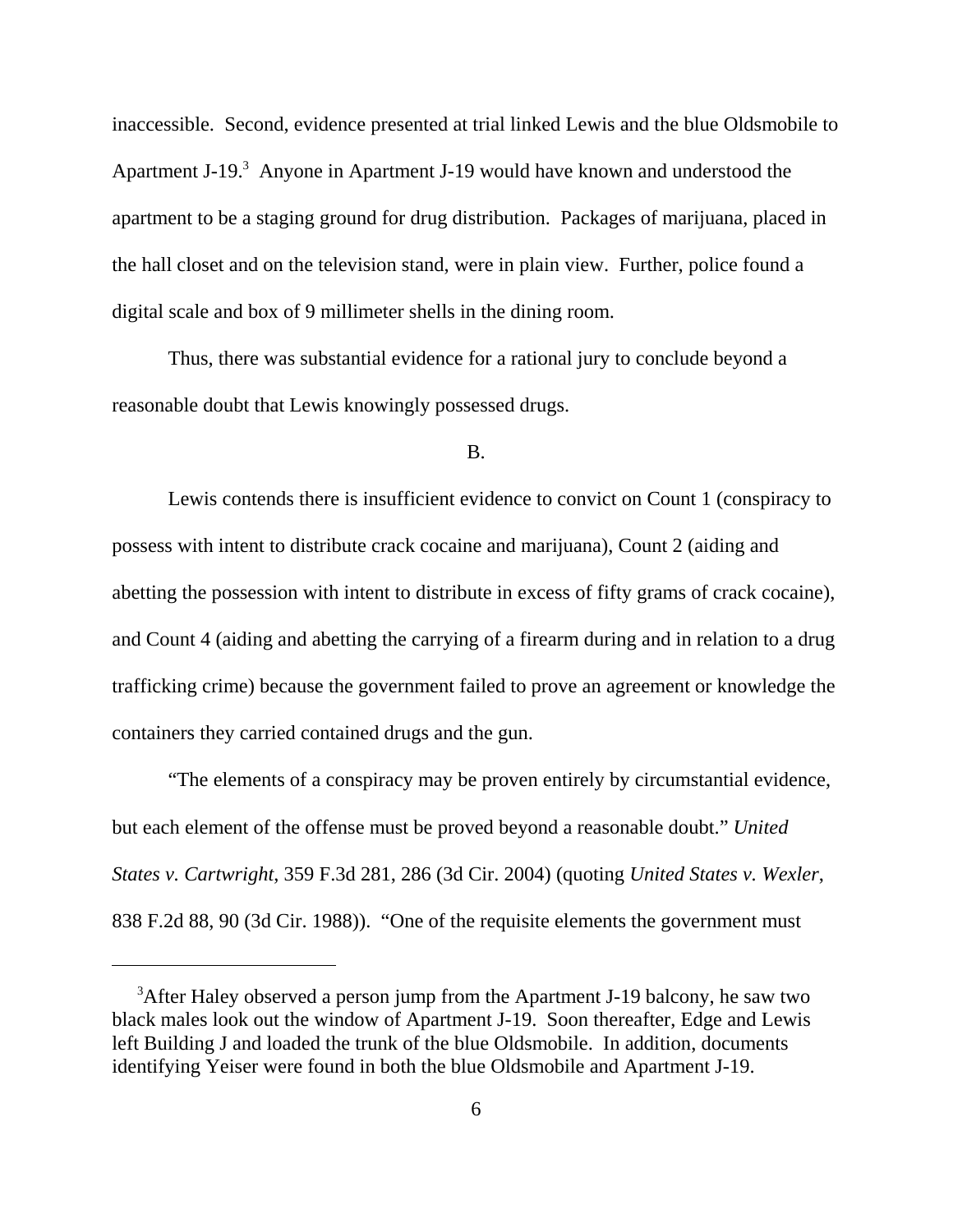inaccessible. Second, evidence presented at trial linked Lewis and the blue Oldsmobile to Apartment J-19.[3] Anyone in Apartment J-19 would have known and understood the apartment to be a staging ground for drug distribution. Packages of marijuana, placed in the hall closet and on the television stand, were in plain view. Further, police found a digital scale and box of 9 millimeter shells in the dining room.

Thus, there was substantial evidence for a rational jury to conclude beyond a reasonable doubt that Lewis knowingly possessed drugs.

B.

Lewis contends there is insufficient evidence to convict on Count 1 (conspiracy to possess with intent to distribute crack cocaine and marijuana), Count 2 (aiding and abetting the possession with intent to distribute in excess of fifty grams of crack cocaine), and Count 4 (aiding and abetting the carrying of a firearm during and in relation to a drug trafficking crime) because the government failed to prove an agreement or knowledge the containers they carried contained drugs and the gun.

"The elements of a conspiracy may be proven entirely by circumstantial evidence, but each element of the offense must be proved beyond a reasonable doubt." *United States v. Cartwright*, 359 F.3d 281, 286 (3d Cir. 2004) (quoting *United States v. Wexler*, 838 F.2d 88, 90 (3d Cir. 1988)). "One of the requisite elements the government must

---

[3]After Haley observed a person jump from the Apartment J-19 balcony, he saw two black males look out the window of Apartment J-19. Soon thereafter, Edge and Lewis left Building J and loaded the trunk of the blue Oldsmobile. In addition, documents identifying Yeiser were found in both the blue Oldsmobile and Apartment J-19.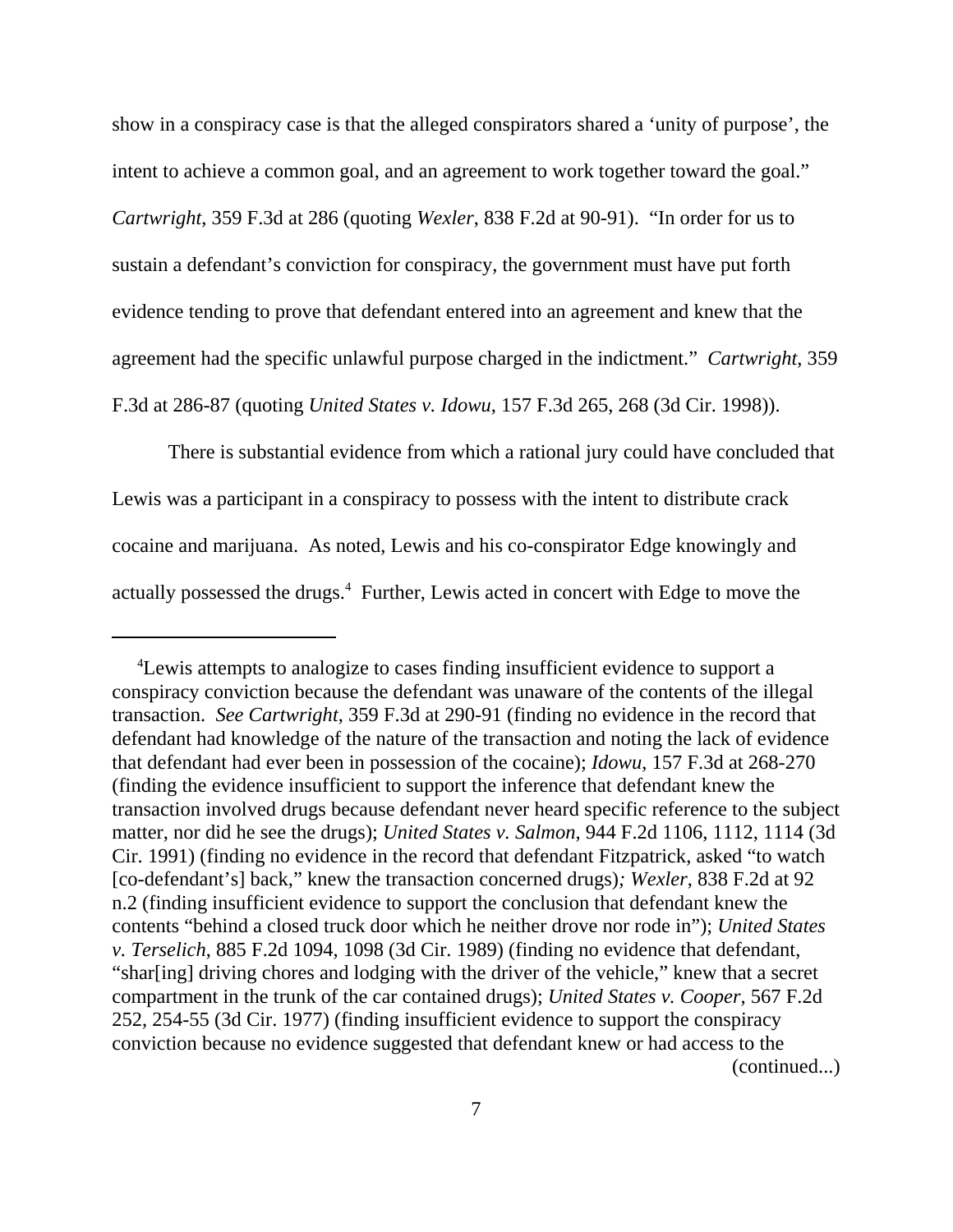show in a conspiracy case is that the alleged conspirators shared a 'unity of purpose', the intent to achieve a common goal, and an agreement to work together toward the goal." *Cartwright*, 359 F.3d at 286 (quoting *Wexler*, 838 F.2d at 90-91). "In order for us to sustain a defendant's conviction for conspiracy, the government must have put forth evidence tending to prove that defendant entered into an agreement and knew that the agreement had the specific unlawful purpose charged in the indictment." *Cartwright*, 359 F.3d at 286-87 (quoting *United States v. Idowu*, 157 F.3d 265, 268 (3d Cir. 1998)).

There is substantial evidence from which a rational jury could have concluded that Lewis was a participant in a conspiracy to possess with the intent to distribute crack cocaine and marijuana. As noted, Lewis and his co-conspirator Edge knowingly and actually possessed the drugs.[4] Further, Lewis acted in concert with Edge to move the

---

[4]Lewis attempts to analogize to cases finding insufficient evidence to support a conspiracy conviction because the defendant was unaware of the contents of the illegal transaction. *See Cartwright*, 359 F.3d at 290-91 (finding no evidence in the record that defendant had knowledge of the nature of the transaction and noting the lack of evidence that defendant had ever been in possession of the cocaine); *Idowu*, 157 F.3d at 268-270 (finding the evidence insufficient to support the inference that defendant knew the transaction involved drugs because defendant never heard specific reference to the subject matter, nor did he see the drugs); *United States v. Salmon*, 944 F.2d 1106, 1112, 1114 (3d Cir. 1991) (finding no evidence in the record that defendant Fitzpatrick, asked "to watch [co-defendant's] back," knew the transaction concerned drugs)*; Wexler*, 838 F.2d at 92 n.2 (finding insufficient evidence to support the conclusion that defendant knew the contents "behind a closed truck door which he neither drove nor rode in"); *United States v. Terselich*, 885 F.2d 1094, 1098 (3d Cir. 1989) (finding no evidence that defendant, "shar[ing] driving chores and lodging with the driver of the vehicle," knew that a secret compartment in the trunk of the car contained drugs); *United States v. Cooper*, 567 F.2d 252, 254-55 (3d Cir. 1977) (finding insufficient evidence to support the conspiracy conviction because no evidence suggested that defendant knew or had access to the

(continued...)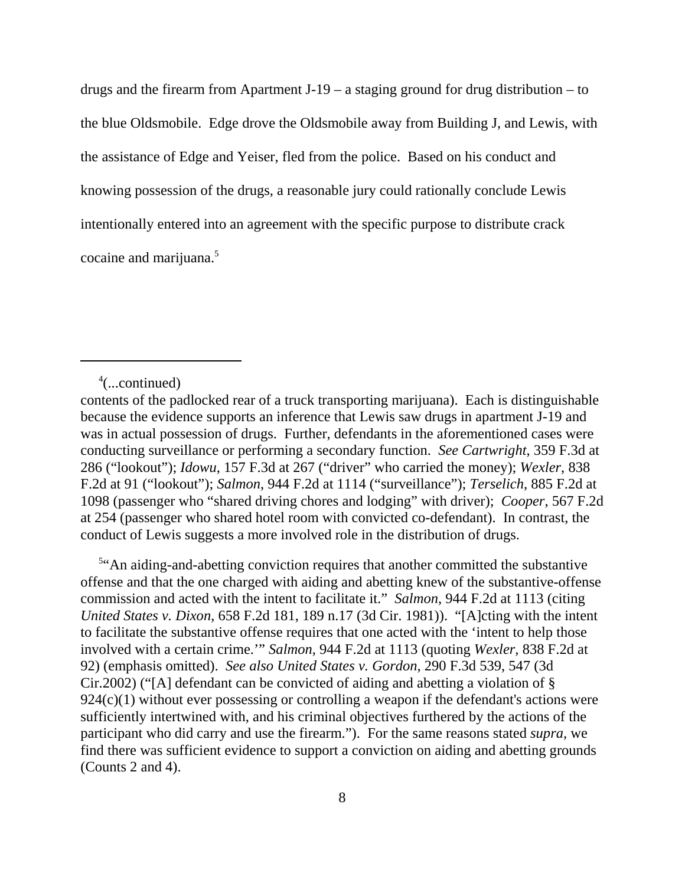drugs and the firearm from Apartment J-19 – a staging ground for drug distribution – to the blue Oldsmobile. Edge drove the Oldsmobile away from Building J, and Lewis, with the assistance of Edge and Yeiser, fled from the police. Based on his conduct and knowing possession of the drugs, a reasonable jury could rationally conclude Lewis intentionally entered into an agreement with the specific purpose to distribute crack cocaine and marijuana.[5]

---

[4](...continued)
contents of the padlocked rear of a truck transporting marijuana). Each is distinguishable because the evidence supports an inference that Lewis saw drugs in apartment J-19 and was in actual possession of drugs. Further, defendants in the aforementioned cases were conducting surveillance or performing a secondary function. *See Cartwright*, 359 F.3d at 286 ("lookout"); *Idowu*, 157 F.3d at 267 ("driver" who carried the money); *Wexler*, 838 F.2d at 91 ("lookout"); *Salmon*, 944 F.2d at 1114 ("surveillance"); *Terselich*, 885 F.2d at 1098 (passenger who "shared driving chores and lodging" with driver); *Cooper*, 567 F.2d at 254 (passenger who shared hotel room with convicted co-defendant). In contrast, the conduct of Lewis suggests a more involved role in the distribution of drugs.

[5]"An aiding-and-abetting conviction requires that another committed the substantive offense and that the one charged with aiding and abetting knew of the substantive-offense commission and acted with the intent to facilitate it." *Salmon*, 944 F.2d at 1113 (citing *United States v. Dixon*, 658 F.2d 181, 189 n.17 (3d Cir. 1981)). "[A]cting with the intent to facilitate the substantive offense requires that one acted with the 'intent to help those involved with a certain crime.'" *Salmon*, 944 F.2d at 1113 (quoting *Wexler*, 838 F.2d at 92) (emphasis omitted). *See also United States v. Gordon*, 290 F.3d 539, 547 (3d Cir.2002) ("[A] defendant can be convicted of aiding and abetting a violation of § 924(c)(1) without ever possessing or controlling a weapon if the defendant's actions were sufficiently intertwined with, and his criminal objectives furthered by the actions of the participant who did carry and use the firearm."). For the same reasons stated *supra*, we find there was sufficient evidence to support a conviction on aiding and abetting grounds (Counts 2 and 4).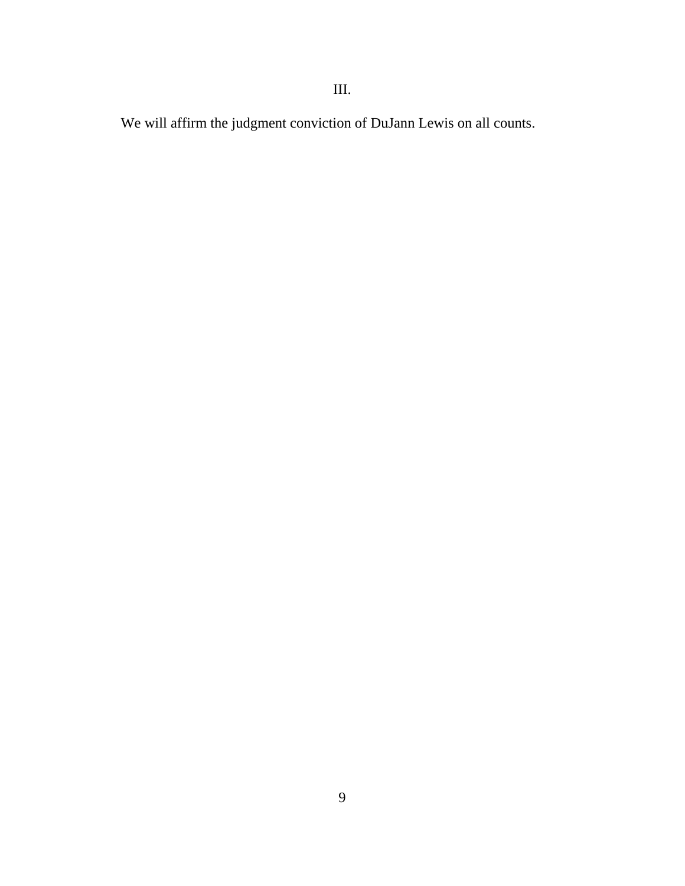## III.

We will affirm the judgment conviction of DuJann Lewis on all counts.